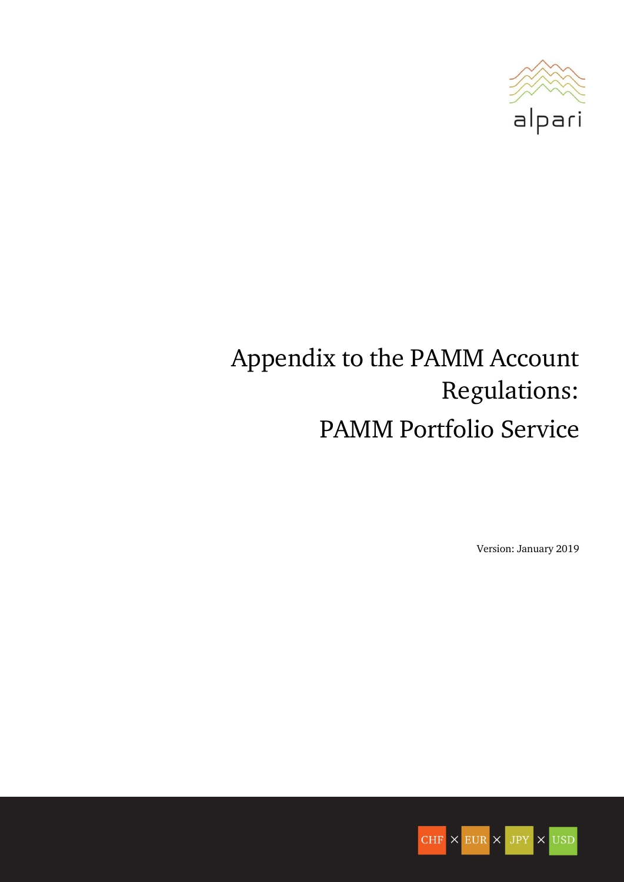alpari

# Appendix to the PAMM Account Regulations: PAMM Portfolio Service

Version: January 2019

CHF × EUR × JPY × USD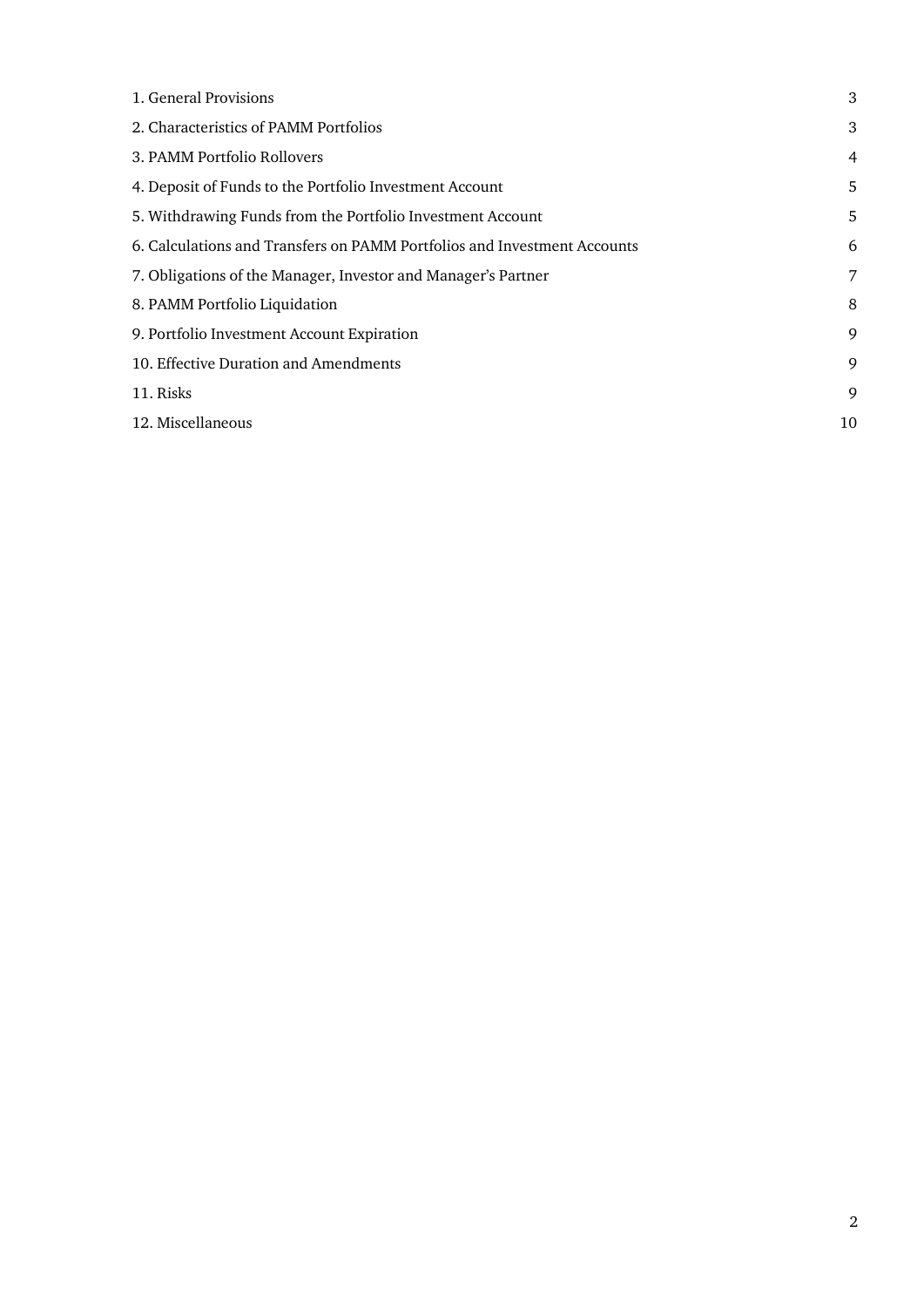| | |
|---|---|
| 1. General Provisions | 3 |
| 2. Characteristics of PAMM Portfolios | 3 |
| 3. PAMM Portfolio Rollovers | 4 |
| 4. Deposit of Funds to the Portfolio Investment Account | 5 |
| 5. Withdrawing Funds from the Portfolio Investment Account | 5 |
| 6. Calculations and Transfers on PAMM Portfolios and Investment Accounts | 6 |
| 7. Obligations of the Manager, Investor and Manager's Partner | 7 |
| 8. PAMM Portfolio Liquidation | 8 |
| 9. Portfolio Investment Account Expiration | 9 |
| 10. Effective Duration and Amendments | 9 |
| 11. Risks | 9 |
| 12. Miscellaneous | 10 |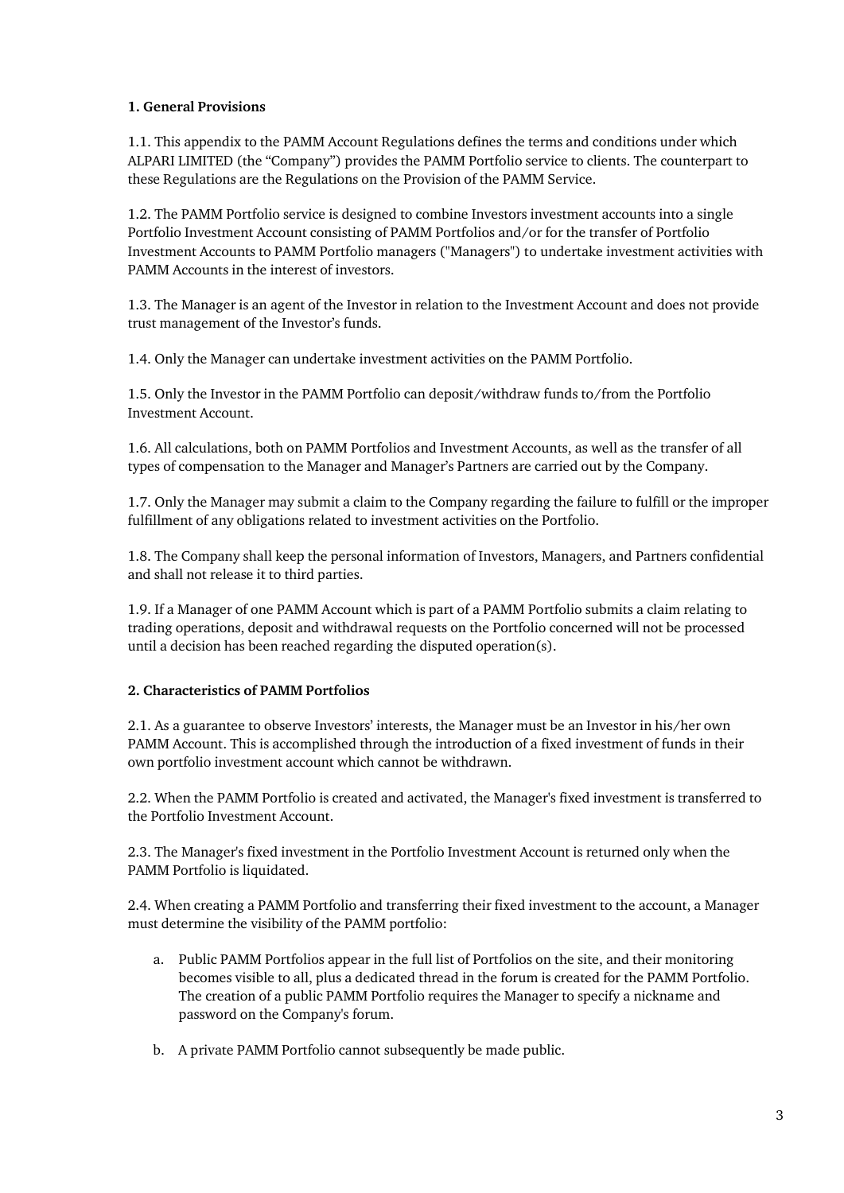**1. General Provisions**

1.1. This appendix to the PAMM Account Regulations defines the terms and conditions under which ALPARI LIMITED (the "Company") provides the PAMM Portfolio service to clients. The counterpart to these Regulations are the Regulations on the Provision of the PAMM Service.

1.2. The PAMM Portfolio service is designed to combine Investors investment accounts into a single Portfolio Investment Account consisting of PAMM Portfolios and/or for the transfer of Portfolio Investment Accounts to PAMM Portfolio managers ("Managers") to undertake investment activities with PAMM Accounts in the interest of investors.

1.3. The Manager is an agent of the Investor in relation to the Investment Account and does not provide trust management of the Investor's funds.

1.4. Only the Manager can undertake investment activities on the PAMM Portfolio.

1.5. Only the Investor in the PAMM Portfolio can deposit/withdraw funds to/from the Portfolio Investment Account.

1.6. All calculations, both on PAMM Portfolios and Investment Accounts, as well as the transfer of all types of compensation to the Manager and Manager's Partners are carried out by the Company.

1.7. Only the Manager may submit a claim to the Company regarding the failure to fulfill or the improper fulfillment of any obligations related to investment activities on the Portfolio.

1.8. The Company shall keep the personal information of Investors, Managers, and Partners confidential and shall not release it to third parties.

1.9. If a Manager of one PAMM Account which is part of a PAMM Portfolio submits a claim relating to trading operations, deposit and withdrawal requests on the Portfolio concerned will not be processed until a decision has been reached regarding the disputed operation(s).

**2. Characteristics of PAMM Portfolios**

2.1. As a guarantee to observe Investors' interests, the Manager must be an Investor in his/her own PAMM Account. This is accomplished through the introduction of a fixed investment of funds in their own portfolio investment account which cannot be withdrawn.

2.2. When the PAMM Portfolio is created and activated, the Manager's fixed investment is transferred to the Portfolio Investment Account.

2.3. The Manager's fixed investment in the Portfolio Investment Account is returned only when the PAMM Portfolio is liquidated.

2.4. When creating a PAMM Portfolio and transferring their fixed investment to the account, a Manager must determine the visibility of the PAMM portfolio:

a. Public PAMM Portfolios appear in the full list of Portfolios on the site, and their monitoring becomes visible to all, plus a dedicated thread in the forum is created for the PAMM Portfolio. The creation of a public PAMM Portfolio requires the Manager to specify a nickname and password on the Company's forum.

b. A private PAMM Portfolio cannot subsequently be made public.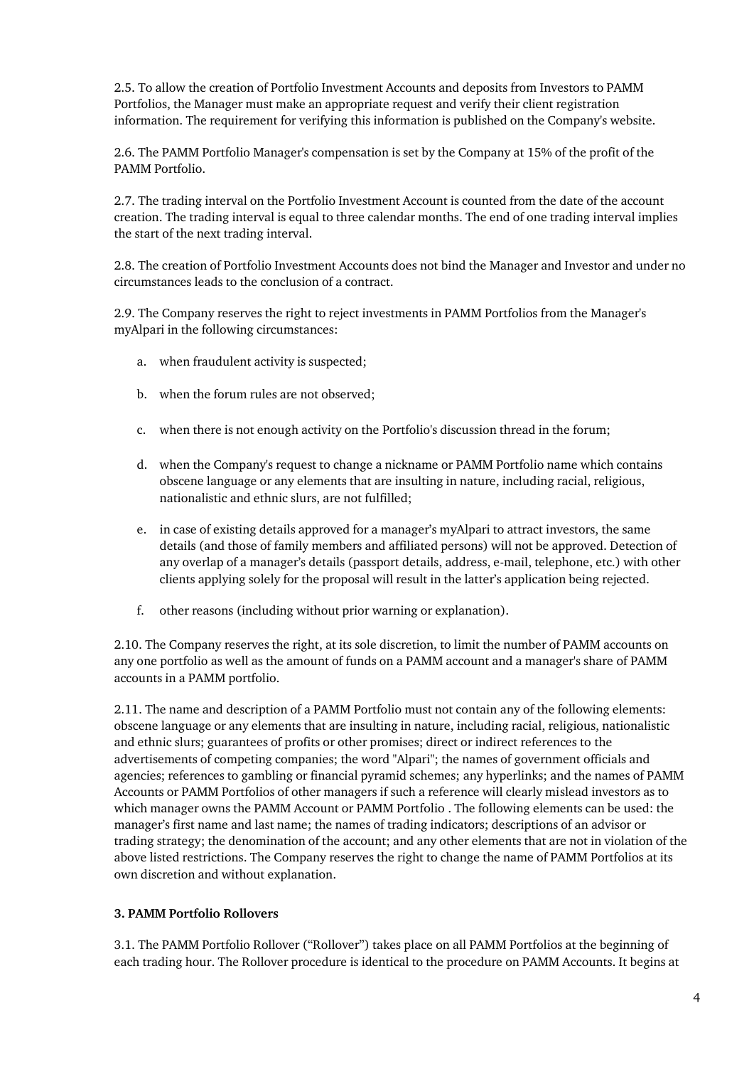2.5. To allow the creation of Portfolio Investment Accounts and deposits from Investors to PAMM Portfolios, the Manager must make an appropriate request and verify their client registration information. The requirement for verifying this information is published on the Company's website.

2.6. The PAMM Portfolio Manager's compensation is set by the Company at 15% of the profit of the PAMM Portfolio.

2.7. The trading interval on the Portfolio Investment Account is counted from the date of the account creation. The trading interval is equal to three calendar months. The end of one trading interval implies the start of the next trading interval.

2.8. The creation of Portfolio Investment Accounts does not bind the Manager and Investor and under no circumstances leads to the conclusion of a contract.

2.9. The Company reserves the right to reject investments in PAMM Portfolios from the Manager's myAlpari in the following circumstances:

a. when fraudulent activity is suspected;

b. when the forum rules are not observed;

c. when there is not enough activity on the Portfolio's discussion thread in the forum;

d. when the Company's request to change a nickname or PAMM Portfolio name which contains obscene language or any elements that are insulting in nature, including racial, religious, nationalistic and ethnic slurs, are not fulfilled;

e. in case of existing details approved for a manager's myAlpari to attract investors, the same details (and those of family members and affiliated persons) will not be approved. Detection of any overlap of a manager's details (passport details, address, e-mail, telephone, etc.) with other clients applying solely for the proposal will result in the latter's application being rejected.

f. other reasons (including without prior warning or explanation).

2.10. The Company reserves the right, at its sole discretion, to limit the number of PAMM accounts on any one portfolio as well as the amount of funds on a PAMM account and a manager's share of PAMM accounts in a PAMM portfolio.

2.11. The name and description of a PAMM Portfolio must not contain any of the following elements: obscene language or any elements that are insulting in nature, including racial, religious, nationalistic and ethnic slurs; guarantees of profits or other promises; direct or indirect references to the advertisements of competing companies; the word "Alpari"; the names of government officials and agencies; references to gambling or financial pyramid schemes; any hyperlinks; and the names of PAMM Accounts or PAMM Portfolios of other managers if such a reference will clearly mislead investors as to which manager owns the PAMM Account or PAMM Portfolio . The following elements can be used: the manager's first name and last name; the names of trading indicators; descriptions of an advisor or trading strategy; the denomination of the account; and any other elements that are not in violation of the above listed restrictions. The Company reserves the right to change the name of PAMM Portfolios at its own discretion and without explanation.

**3. PAMM Portfolio Rollovers**

3.1. The PAMM Portfolio Rollover ("Rollover") takes place on all PAMM Portfolios at the beginning of each trading hour. The Rollover procedure is identical to the procedure on PAMM Accounts. It begins at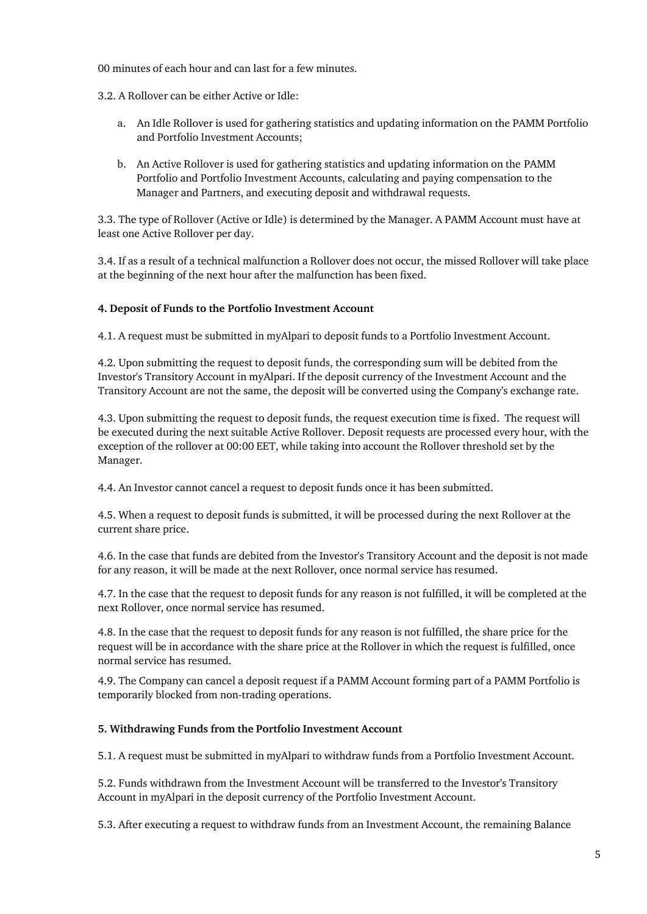00 minutes of each hour and can last for a few minutes.

3.2. A Rollover can be either Active or Idle:

a. An Idle Rollover is used for gathering statistics and updating information on the PAMM Portfolio and Portfolio Investment Accounts;

b. An Active Rollover is used for gathering statistics and updating information on the PAMM Portfolio and Portfolio Investment Accounts, calculating and paying compensation to the Manager and Partners, and executing deposit and withdrawal requests.

3.3. The type of Rollover (Active or Idle) is determined by the Manager. A PAMM Account must have at least one Active Rollover per day.

3.4. If as a result of a technical malfunction a Rollover does not occur, the missed Rollover will take place at the beginning of the next hour after the malfunction has been fixed.

**4. Deposit of Funds to the Portfolio Investment Account**

4.1. A request must be submitted in myAlpari to deposit funds to a Portfolio Investment Account.

4.2. Upon submitting the request to deposit funds, the corresponding sum will be debited from the Investor's Transitory Account in myAlpari. If the deposit currency of the Investment Account and the Transitory Account are not the same, the deposit will be converted using the Company's exchange rate.

4.3. Upon submitting the request to deposit funds, the request execution time is fixed. The request will be executed during the next suitable Active Rollover. Deposit requests are processed every hour, with the exception of the rollover at 00:00 EET, while taking into account the Rollover threshold set by the Manager.

4.4. An Investor cannot cancel a request to deposit funds once it has been submitted.

4.5. When a request to deposit funds is submitted, it will be processed during the next Rollover at the current share price.

4.6. In the case that funds are debited from the Investor's Transitory Account and the deposit is not made for any reason, it will be made at the next Rollover, once normal service has resumed.

4.7. In the case that the request to deposit funds for any reason is not fulfilled, it will be completed at the next Rollover, once normal service has resumed.

4.8. In the case that the request to deposit funds for any reason is not fulfilled, the share price for the request will be in accordance with the share price at the Rollover in which the request is fulfilled, once normal service has resumed.

4.9. The Company can cancel a deposit request if a PAMM Account forming part of a PAMM Portfolio is temporarily blocked from non-trading operations.

**5. Withdrawing Funds from the Portfolio Investment Account**

5.1. A request must be submitted in myAlpari to withdraw funds from a Portfolio Investment Account.

5.2. Funds withdrawn from the Investment Account will be transferred to the Investor's Transitory Account in myAlpari in the deposit currency of the Portfolio Investment Account.

5.3. After executing a request to withdraw funds from an Investment Account, the remaining Balance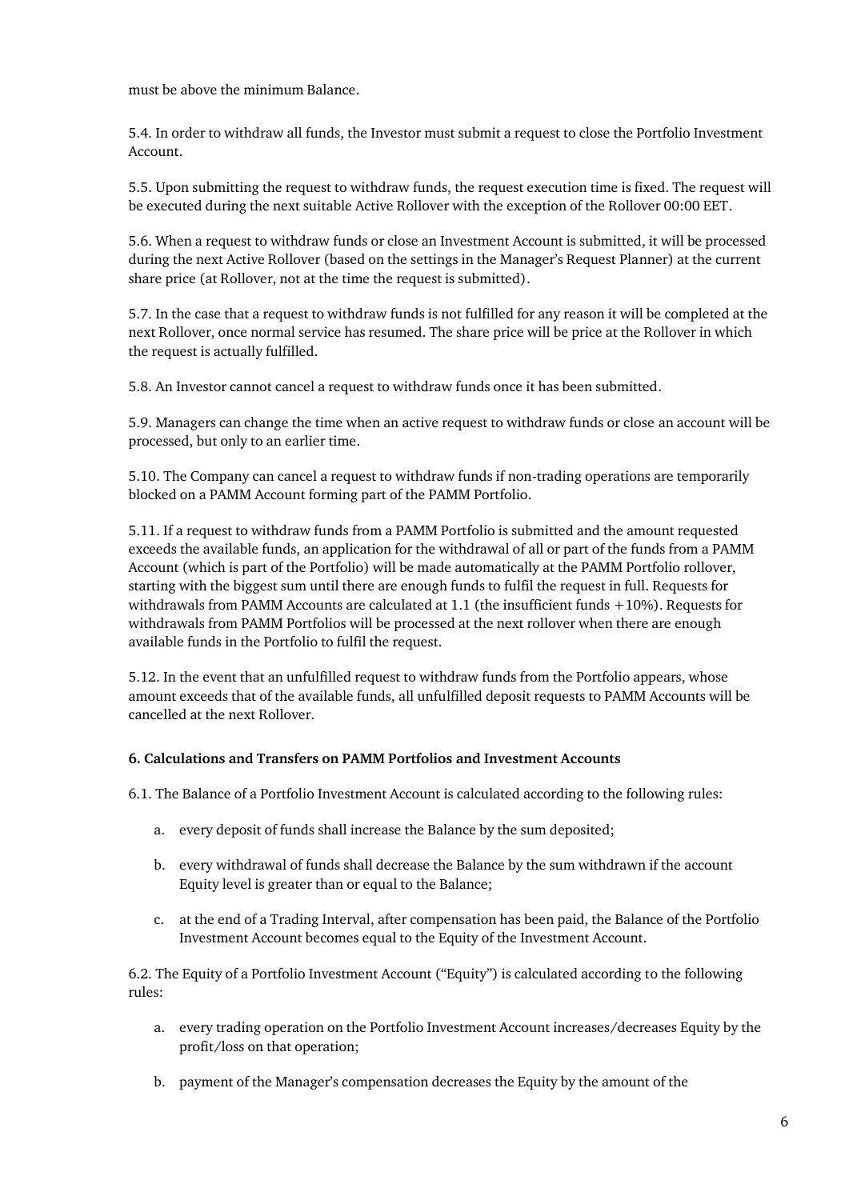must be above the minimum Balance.

5.4. In order to withdraw all funds, the Investor must submit a request to close the Portfolio Investment Account.

5.5. Upon submitting the request to withdraw funds, the request execution time is fixed. The request will be executed during the next suitable Active Rollover with the exception of the Rollover 00:00 EET.

5.6. When a request to withdraw funds or close an Investment Account is submitted, it will be processed during the next Active Rollover (based on the settings in the Manager's Request Planner) at the current share price (at Rollover, not at the time the request is submitted).

5.7. In the case that a request to withdraw funds is not fulfilled for any reason it will be completed at the next Rollover, once normal service has resumed. The share price will be price at the Rollover in which the request is actually fulfilled.

5.8. An Investor cannot cancel a request to withdraw funds once it has been submitted.

5.9. Managers can change the time when an active request to withdraw funds or close an account will be processed, but only to an earlier time.

5.10. The Company can cancel a request to withdraw funds if non-trading operations are temporarily blocked on a PAMM Account forming part of the PAMM Portfolio.

5.11. If a request to withdraw funds from a PAMM Portfolio is submitted and the amount requested exceeds the available funds, an application for the withdrawal of all or part of the funds from a PAMM Account (which is part of the Portfolio) will be made automatically at the PAMM Portfolio rollover, starting with the biggest sum until there are enough funds to fulfil the request in full. Requests for withdrawals from PAMM Accounts are calculated at 1.1 (the insufficient funds +10%). Requests for withdrawals from PAMM Portfolios will be processed at the next rollover when there are enough available funds in the Portfolio to fulfil the request.

5.12. In the event that an unfulfilled request to withdraw funds from the Portfolio appears, whose amount exceeds that of the available funds, all unfulfilled deposit requests to PAMM Accounts will be cancelled at the next Rollover.

**6. Calculations and Transfers on PAMM Portfolios and Investment Accounts**

6.1. The Balance of a Portfolio Investment Account is calculated according to the following rules:

a. every deposit of funds shall increase the Balance by the sum deposited;

b. every withdrawal of funds shall decrease the Balance by the sum withdrawn if the account Equity level is greater than or equal to the Balance;

c. at the end of a Trading Interval, after compensation has been paid, the Balance of the Portfolio Investment Account becomes equal to the Equity of the Investment Account.

6.2. The Equity of a Portfolio Investment Account ("Equity") is calculated according to the following rules:

a. every trading operation on the Portfolio Investment Account increases/decreases Equity by the profit/loss on that operation;

b. payment of the Manager's compensation decreases the Equity by the amount of the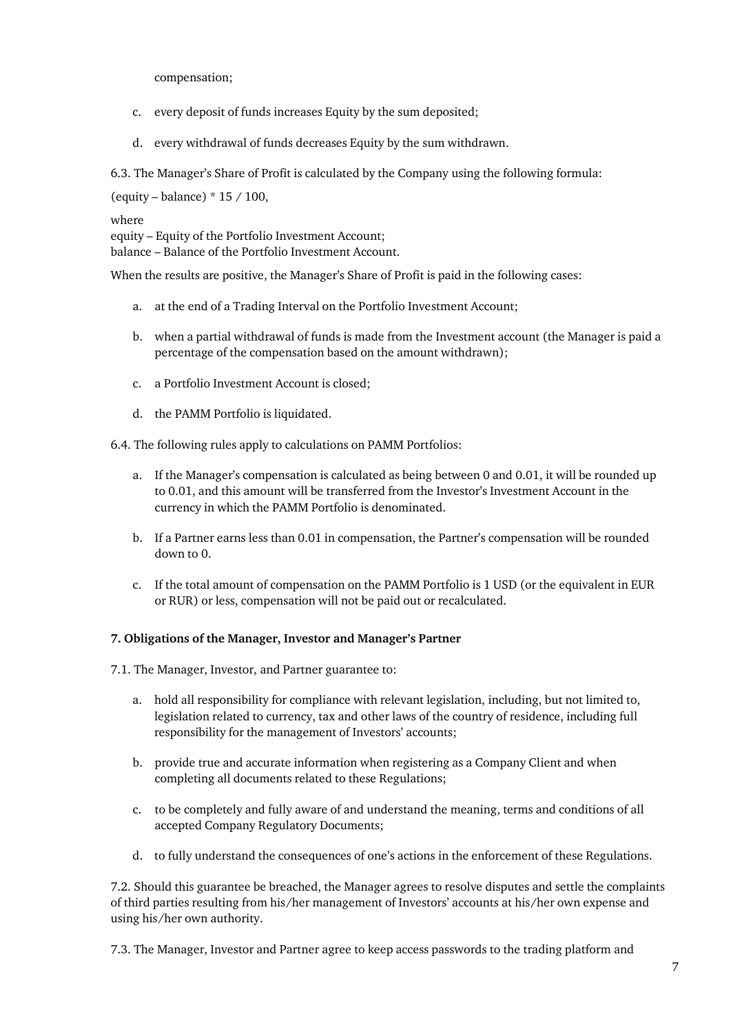compensation;

c. every deposit of funds increases Equity by the sum deposited;

d. every withdrawal of funds decreases Equity by the sum withdrawn.

6.3. The Manager's Share of Profit is calculated by the Company using the following formula:

$(\text{equity} - \text{balance}) * 15 / 100$,

where
equity – Equity of the Portfolio Investment Account;
balance – Balance of the Portfolio Investment Account.

When the results are positive, the Manager's Share of Profit is paid in the following cases:

a. at the end of a Trading Interval on the Portfolio Investment Account;

b. when a partial withdrawal of funds is made from the Investment account (the Manager is paid a percentage of the compensation based on the amount withdrawn);

c. a Portfolio Investment Account is closed;

d. the PAMM Portfolio is liquidated.

6.4. The following rules apply to calculations on PAMM Portfolios:

a. If the Manager's compensation is calculated as being between 0 and 0.01, it will be rounded up to 0.01, and this amount will be transferred from the Investor's Investment Account in the currency in which the PAMM Portfolio is denominated.

b. If a Partner earns less than 0.01 in compensation, the Partner's compensation will be rounded down to 0.

c. If the total amount of compensation on the PAMM Portfolio is 1 USD (or the equivalent in EUR or RUR) or less, compensation will not be paid out or recalculated.

**7. Obligations of the Manager, Investor and Manager's Partner**

7.1. The Manager, Investor, and Partner guarantee to:

a. hold all responsibility for compliance with relevant legislation, including, but not limited to, legislation related to currency, tax and other laws of the country of residence, including full responsibility for the management of Investors' accounts;

b. provide true and accurate information when registering as a Company Client and when completing all documents related to these Regulations;

c. to be completely and fully aware of and understand the meaning, terms and conditions of all accepted Company Regulatory Documents;

d. to fully understand the consequences of one's actions in the enforcement of these Regulations.

7.2. Should this guarantee be breached, the Manager agrees to resolve disputes and settle the complaints of third parties resulting from his/her management of Investors' accounts at his/her own expense and using his/her own authority.

7.3. The Manager, Investor and Partner agree to keep access passwords to the trading platform and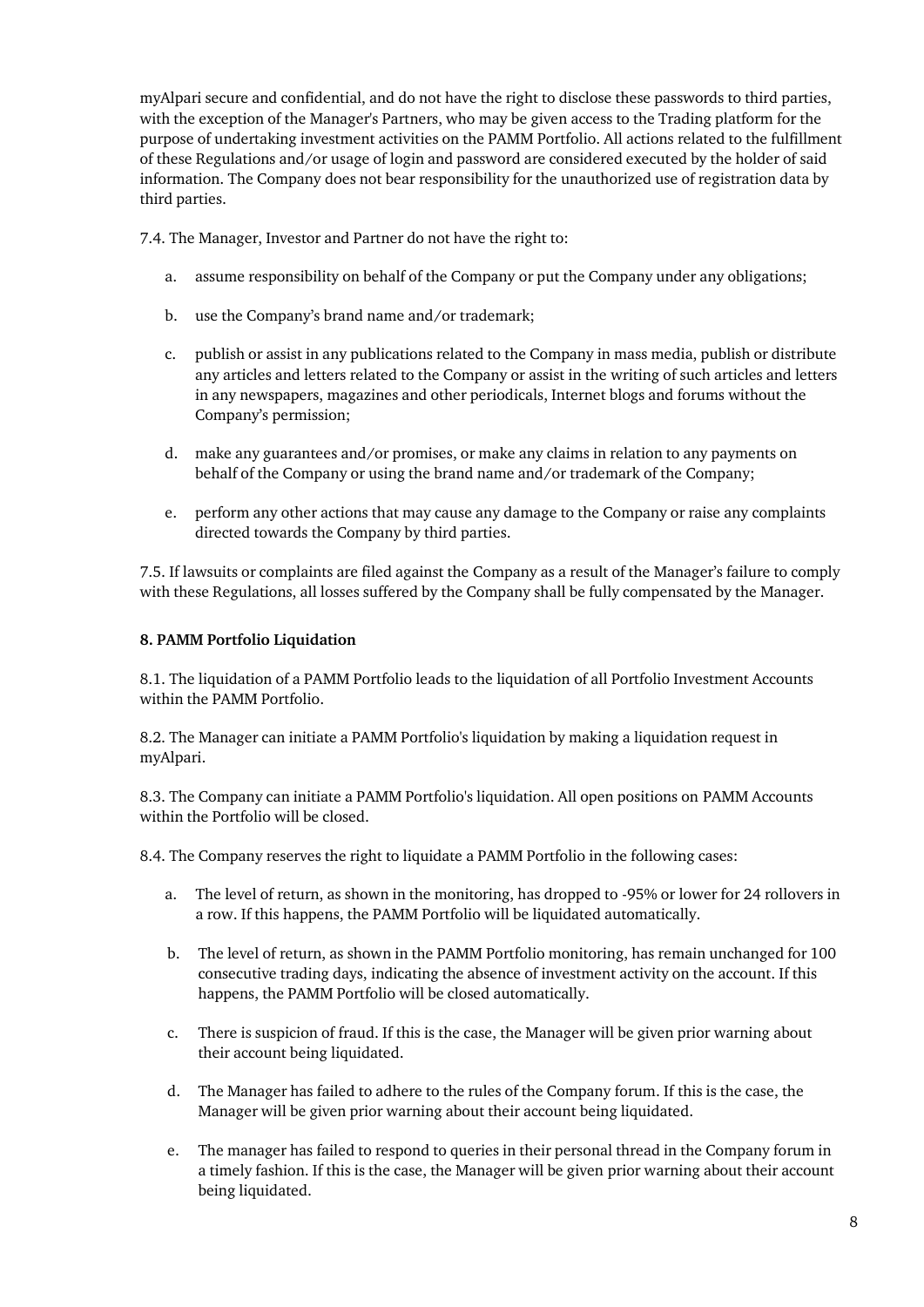myAlpari secure and confidential, and do not have the right to disclose these passwords to third parties, with the exception of the Manager's Partners, who may be given access to the Trading platform for the purpose of undertaking investment activities on the PAMM Portfolio. All actions related to the fulfillment of these Regulations and/or usage of login and password are considered executed by the holder of said information. The Company does not bear responsibility for the unauthorized use of registration data by third parties.

7.4. The Manager, Investor and Partner do not have the right to:

a. assume responsibility on behalf of the Company or put the Company under any obligations;

b. use the Company's brand name and/or trademark;

c. publish or assist in any publications related to the Company in mass media, publish or distribute any articles and letters related to the Company or assist in the writing of such articles and letters in any newspapers, magazines and other periodicals, Internet blogs and forums without the Company's permission;

d. make any guarantees and/or promises, or make any claims in relation to any payments on behalf of the Company or using the brand name and/or trademark of the Company;

e. perform any other actions that may cause any damage to the Company or raise any complaints directed towards the Company by third parties.

7.5. If lawsuits or complaints are filed against the Company as a result of the Manager's failure to comply with these Regulations, all losses suffered by the Company shall be fully compensated by the Manager.

**8. PAMM Portfolio Liquidation**

8.1. The liquidation of a PAMM Portfolio leads to the liquidation of all Portfolio Investment Accounts within the PAMM Portfolio.

8.2. The Manager can initiate a PAMM Portfolio's liquidation by making a liquidation request in myAlpari.

8.3. The Company can initiate a PAMM Portfolio's liquidation. All open positions on PAMM Accounts within the Portfolio will be closed.

8.4. The Company reserves the right to liquidate a PAMM Portfolio in the following cases:

a. The level of return, as shown in the monitoring, has dropped to -95% or lower for 24 rollovers in a row. If this happens, the PAMM Portfolio will be liquidated automatically.

b. The level of return, as shown in the PAMM Portfolio monitoring, has remain unchanged for 100 consecutive trading days, indicating the absence of investment activity on the account. If this happens, the PAMM Portfolio will be closed automatically.

c. There is suspicion of fraud. If this is the case, the Manager will be given prior warning about their account being liquidated.

d. The Manager has failed to adhere to the rules of the Company forum. If this is the case, the Manager will be given prior warning about their account being liquidated.

e. The manager has failed to respond to queries in their personal thread in the Company forum in a timely fashion. If this is the case, the Manager will be given prior warning about their account being liquidated.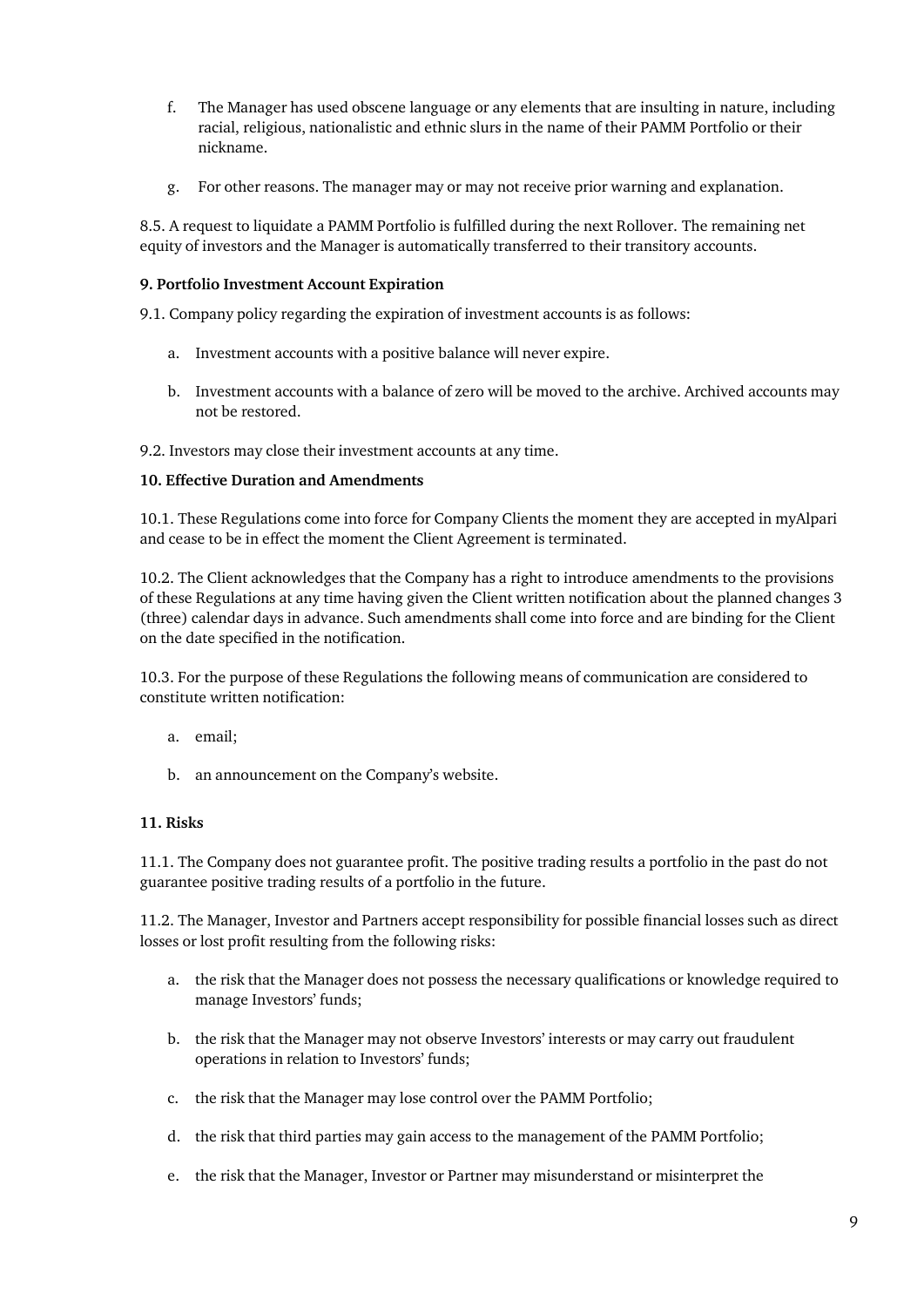f. The Manager has used obscene language or any elements that are insulting in nature, including racial, religious, nationalistic and ethnic slurs in the name of their PAMM Portfolio or their nickname.

g. For other reasons. The manager may or may not receive prior warning and explanation.

8.5. A request to liquidate a PAMM Portfolio is fulfilled during the next Rollover. The remaining net equity of investors and the Manager is automatically transferred to their transitory accounts.

**9. Portfolio Investment Account Expiration**

9.1. Company policy regarding the expiration of investment accounts is as follows:

a. Investment accounts with a positive balance will never expire.

b. Investment accounts with a balance of zero will be moved to the archive. Archived accounts may not be restored.

9.2. Investors may close their investment accounts at any time.

**10. Effective Duration and Amendments**

10.1. These Regulations come into force for Company Clients the moment they are accepted in myAlpari and cease to be in effect the moment the Client Agreement is terminated.

10.2. The Client acknowledges that the Company has a right to introduce amendments to the provisions of these Regulations at any time having given the Client written notification about the planned changes 3 (three) calendar days in advance. Such amendments shall come into force and are binding for the Client on the date specified in the notification.

10.3. For the purpose of these Regulations the following means of communication are considered to constitute written notification:

a. email;

b. an announcement on the Company's website.

**11. Risks**

11.1. The Company does not guarantee profit. The positive trading results a portfolio in the past do not guarantee positive trading results of a portfolio in the future.

11.2. The Manager, Investor and Partners accept responsibility for possible financial losses such as direct losses or lost profit resulting from the following risks:

a. the risk that the Manager does not possess the necessary qualifications or knowledge required to manage Investors' funds;

b. the risk that the Manager may not observe Investors' interests or may carry out fraudulent operations in relation to Investors' funds;

c. the risk that the Manager may lose control over the PAMM Portfolio;

d. the risk that third parties may gain access to the management of the PAMM Portfolio;

e. the risk that the Manager, Investor or Partner may misunderstand or misinterpret the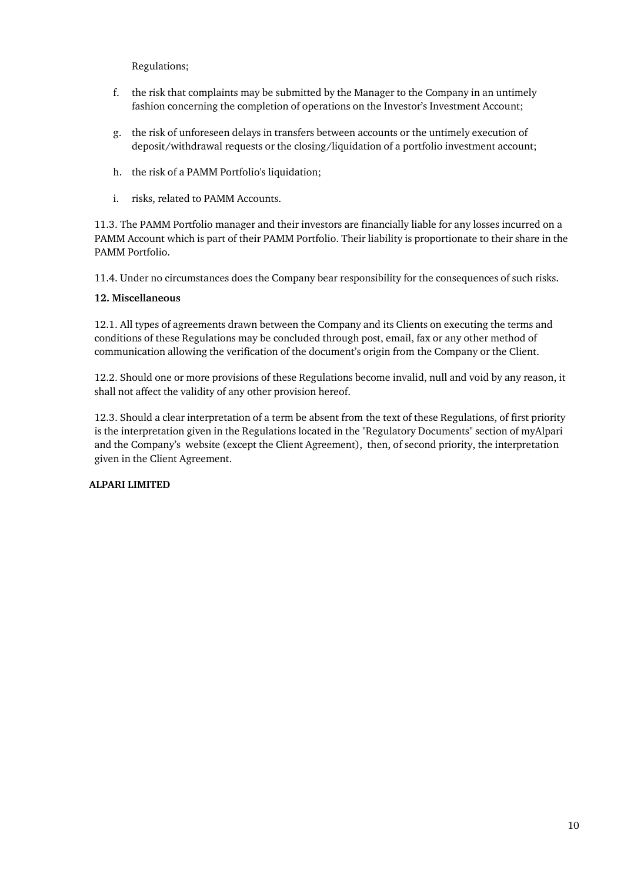Regulations;

f. the risk that complaints may be submitted by the Manager to the Company in an untimely fashion concerning the completion of operations on the Investor's Investment Account;

g. the risk of unforeseen delays in transfers between accounts or the untimely execution of deposit/withdrawal requests or the closing/liquidation of a portfolio investment account;

h. the risk of a PAMM Portfolio's liquidation;

i. risks, related to PAMM Accounts.

11.3. The PAMM Portfolio manager and their investors are financially liable for any losses incurred on a PAMM Account which is part of their PAMM Portfolio. Their liability is proportionate to their share in the PAMM Portfolio.

11.4. Under no circumstances does the Company bear responsibility for the consequences of such risks.

**12. Miscellaneous**

12.1. All types of agreements drawn between the Company and its Clients on executing the terms and conditions of these Regulations may be concluded through post, email, fax or any other method of communication allowing the verification of the document's origin from the Company or the Client.

12.2. Should one or more provisions of these Regulations become invalid, null and void by any reason, it shall not affect the validity of any other provision hereof.

12.3. Should a clear interpretation of a term be absent from the text of these Regulations, of first priority is the interpretation given in the Regulations located in the "Regulatory Documents" section of myAlpari and the Company's website (except the Client Agreement), then, of second priority, the interpretation given in the Client Agreement.

**ALPARI LIMITED**